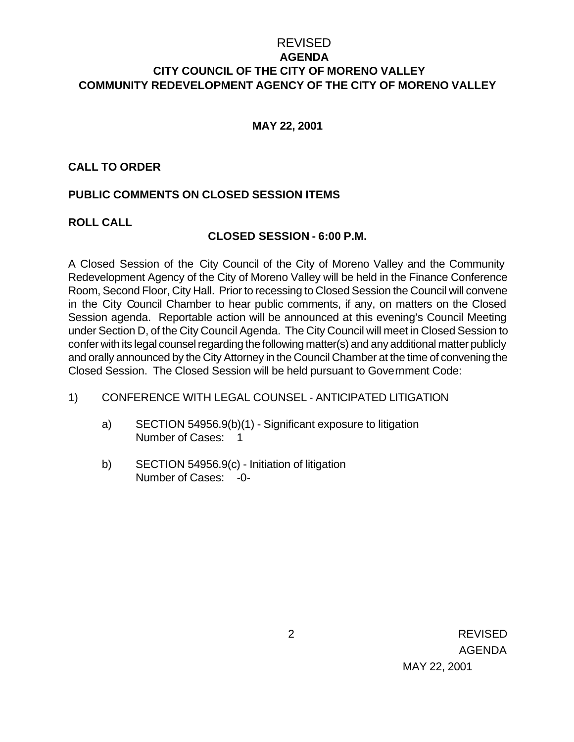# REVISED
# AGENDA
# CITY COUNCIL OF THE CITY OF MORENO VALLEY
# COMMUNITY REDEVELOPMENT AGENCY OF THE CITY OF MORENO VALLEY

**MAY 22, 2001**

**CALL TO ORDER**

**PUBLIC COMMENTS ON CLOSED SESSION ITEMS**

**ROLL CALL**

**CLOSED SESSION - 6:00 P.M.**

A Closed Session of the City Council of the City of Moreno Valley and the Community Redevelopment Agency of the City of Moreno Valley will be held in the Finance Conference Room, Second Floor, City Hall. Prior to recessing to Closed Session the Council will convene in the City Council Chamber to hear public comments, if any, on matters on the Closed Session agenda. Reportable action will be announced at this evening's Council Meeting under Section D, of the City Council Agenda. The City Council will meet in Closed Session to confer with its legal counsel regarding the following matter(s) and any additional matter publicly and orally announced by the City Attorney in the Council Chamber at the time of convening the Closed Session. The Closed Session will be held pursuant to Government Code:

1) CONFERENCE WITH LEGAL COUNSEL - ANTICIPATED LITIGATION

   a) SECTION 54956.9(b)(1) - Significant exposure to litigation
      Number of Cases: 1

   b) SECTION 54956.9(c) - Initiation of litigation
      Number of Cases: -0-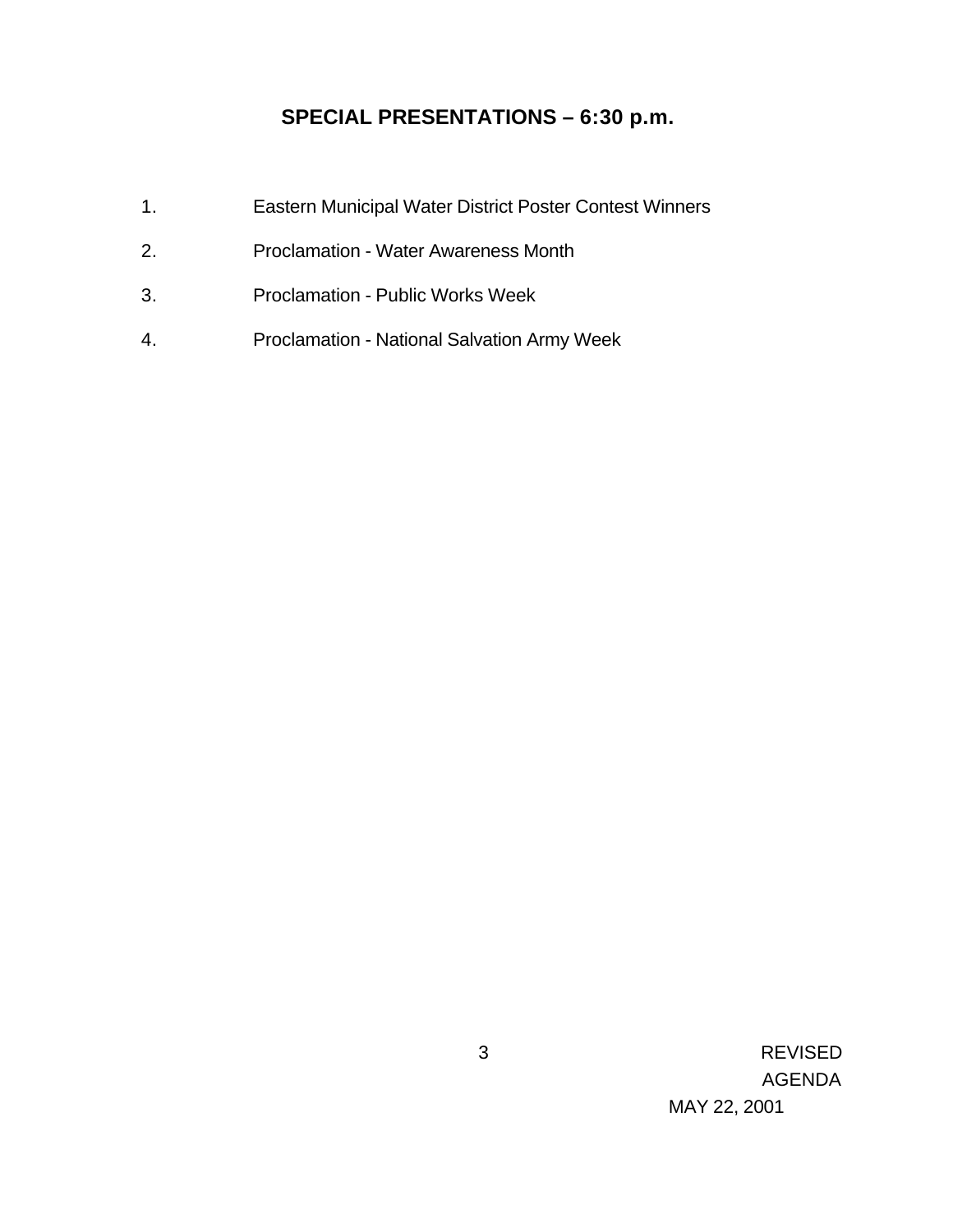## SPECIAL PRESENTATIONS – 6:30 p.m.

1. Eastern Municipal Water District Poster Contest Winners
2. Proclamation - Water Awareness Month
3. Proclamation - Public Works Week
4. Proclamation - National Salvation Army Week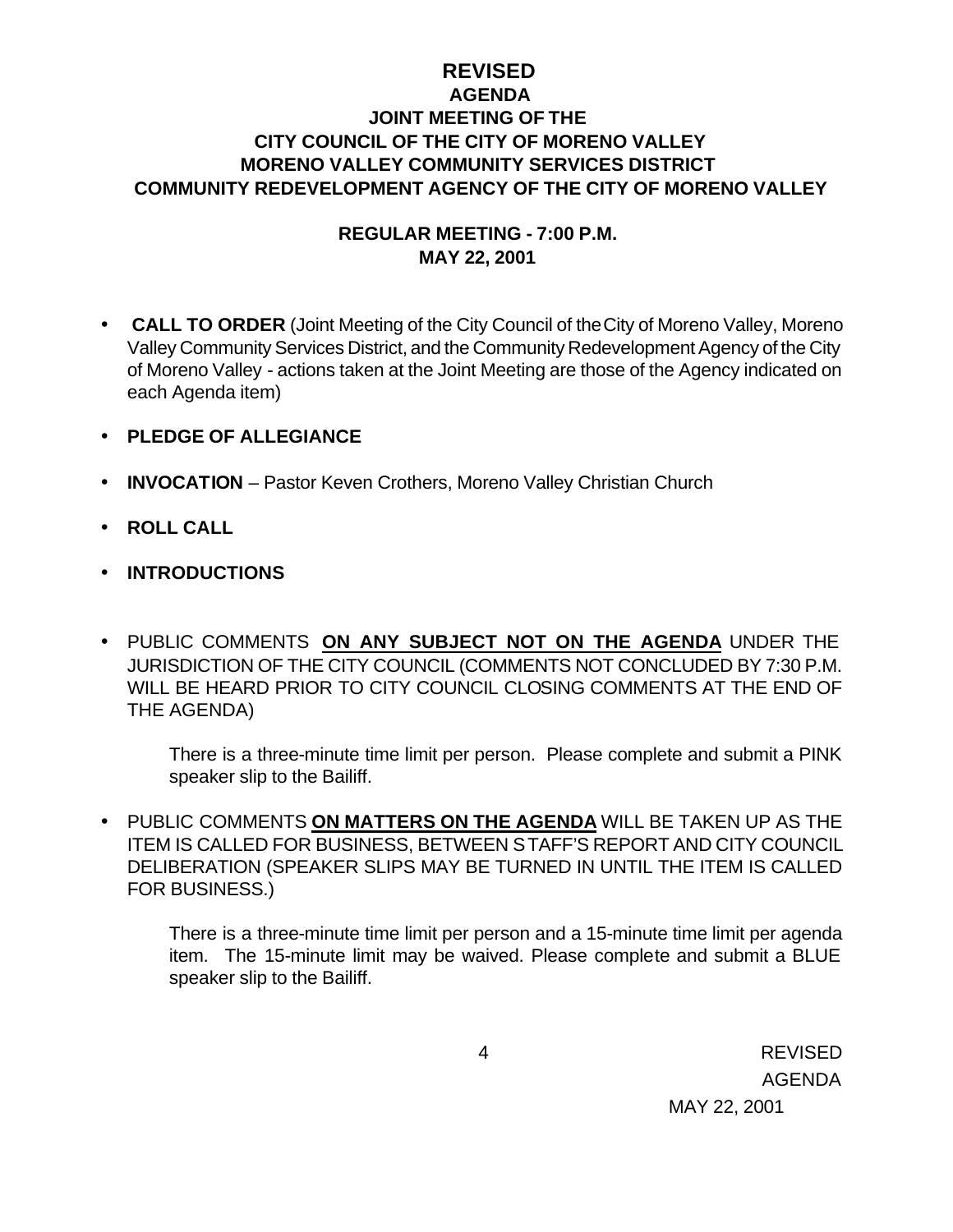# REVISED

## AGENDA
## JOINT MEETING OF THE
## CITY COUNCIL OF THE CITY OF MORENO VALLEY
## MORENO VALLEY COMMUNITY SERVICES DISTRICT
## COMMUNITY REDEVELOPMENT AGENCY OF THE CITY OF MORENO VALLEY

### REGULAR MEETING - 7:00 P.M.
### MAY 22, 2001

- **CALL TO ORDER** (Joint Meeting of the City Council of the City of Moreno Valley, Moreno Valley Community Services District, and the Community Redevelopment Agency of the City of Moreno Valley - actions taken at the Joint Meeting are those of the Agency indicated on each Agenda item)

- **PLEDGE OF ALLEGIANCE**

- **INVOCATION** – Pastor Keven Crothers, Moreno Valley Christian Church

- **ROLL CALL**

- **INTRODUCTIONS**

- PUBLIC COMMENTS **ON ANY SUBJECT NOT ON THE AGENDA** UNDER THE JURISDICTION OF THE CITY COUNCIL (COMMENTS NOT CONCLUDED BY 7:30 P.M. WILL BE HEARD PRIOR TO CITY COUNCIL CLOSING COMMENTS AT THE END OF THE AGENDA)

  There is a three-minute time limit per person. Please complete and submit a PINK speaker slip to the Bailiff.

- PUBLIC COMMENTS **ON MATTERS ON THE AGENDA** WILL BE TAKEN UP AS THE ITEM IS CALLED FOR BUSINESS, BETWEEN STAFF'S REPORT AND CITY COUNCIL DELIBERATION (SPEAKER SLIPS MAY BE TURNED IN UNTIL THE ITEM IS CALLED FOR BUSINESS.)

  There is a three-minute time limit per person and a 15-minute time limit per agenda item. The 15-minute limit may be waived. Please complete and submit a BLUE speaker slip to the Bailiff.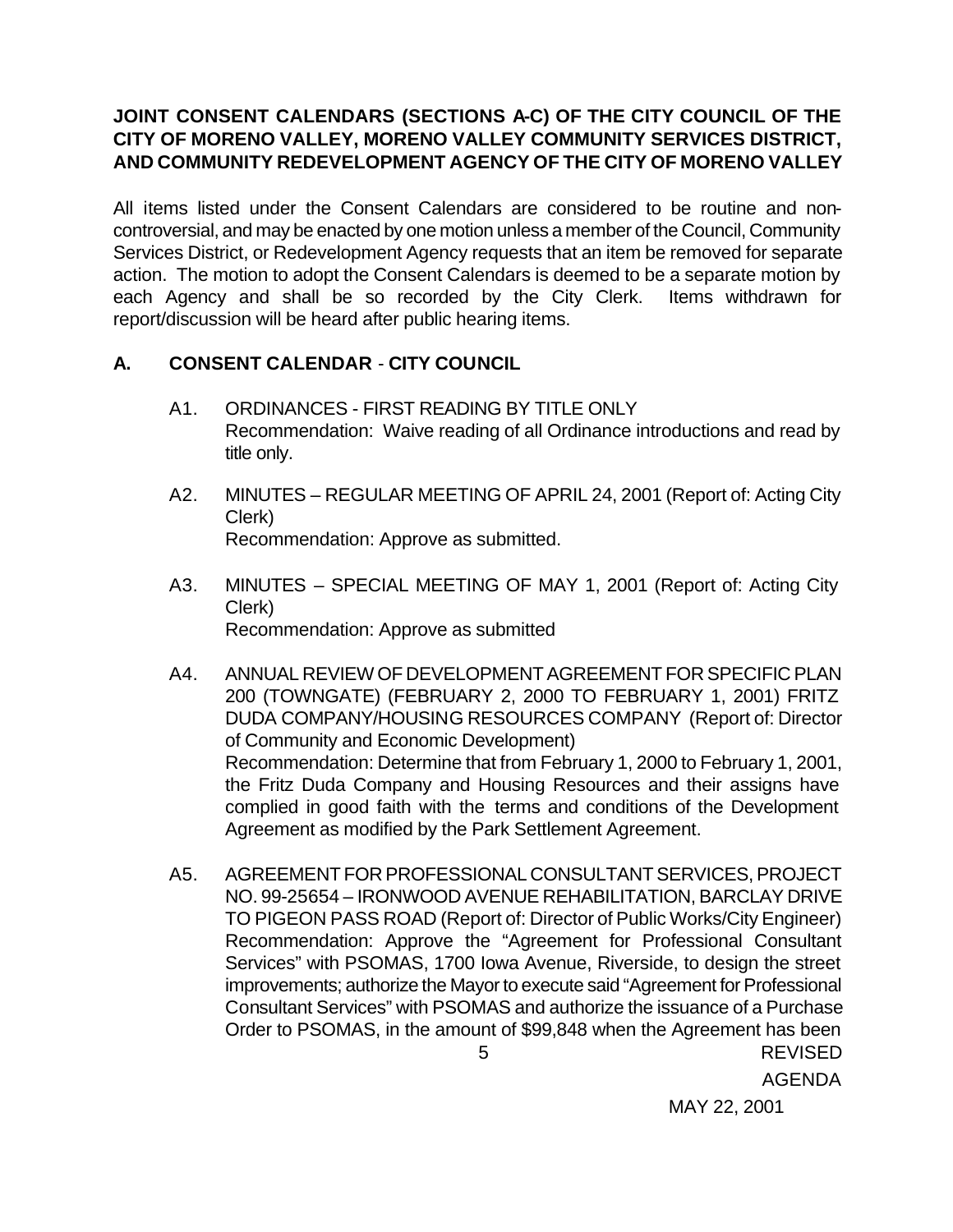**JOINT CONSENT CALENDARS (SECTIONS A-C) OF THE CITY COUNCIL OF THE CITY OF MORENO VALLEY, MORENO VALLEY COMMUNITY SERVICES DISTRICT, AND COMMUNITY REDEVELOPMENT AGENCY OF THE CITY OF MORENO VALLEY**

All items listed under the Consent Calendars are considered to be routine and non-controversial, and may be enacted by one motion unless a member of the Council, Community Services District, or Redevelopment Agency requests that an item be removed for separate action. The motion to adopt the Consent Calendars is deemed to be a separate motion by each Agency and shall be so recorded by the City Clerk. Items withdrawn for report/discussion will be heard after public hearing items.

## A. CONSENT CALENDAR - CITY COUNCIL

A1. ORDINANCES - FIRST READING BY TITLE ONLY
Recommendation: Waive reading of all Ordinance introductions and read by title only.

A2. MINUTES – REGULAR MEETING OF APRIL 24, 2001 (Report of: Acting City Clerk)
Recommendation: Approve as submitted.

A3. MINUTES – SPECIAL MEETING OF MAY 1, 2001 (Report of: Acting City Clerk)
Recommendation: Approve as submitted

A4. ANNUAL REVIEW OF DEVELOPMENT AGREEMENT FOR SPECIFIC PLAN 200 (TOWNGATE) (FEBRUARY 2, 2000 TO FEBRUARY 1, 2001) FRITZ DUDA COMPANY/HOUSING RESOURCES COMPANY (Report of: Director of Community and Economic Development)
Recommendation: Determine that from February 1, 2000 to February 1, 2001, the Fritz Duda Company and Housing Resources and their assigns have complied in good faith with the terms and conditions of the Development Agreement as modified by the Park Settlement Agreement.

A5. AGREEMENT FOR PROFESSIONAL CONSULTANT SERVICES, PROJECT NO. 99-25654 – IRONWOOD AVENUE REHABILITATION, BARCLAY DRIVE TO PIGEON PASS ROAD (Report of: Director of Public Works/City Engineer)
Recommendation: Approve the "Agreement for Professional Consultant Services" with PSOMAS, 1700 Iowa Avenue, Riverside, to design the street improvements; authorize the Mayor to execute said "Agreement for Professional Consultant Services" with PSOMAS and authorize the issuance of a Purchase Order to PSOMAS, in the amount of $99,848 when the Agreement has been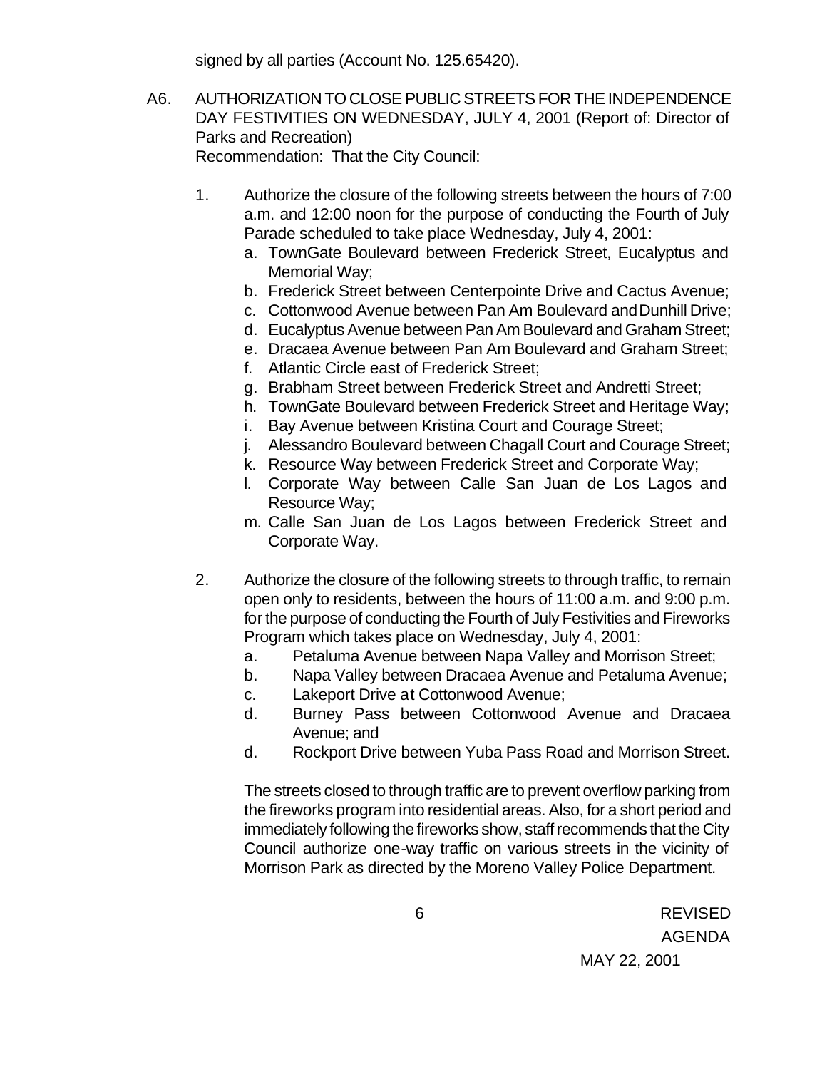signed by all parties (Account No. 125.65420).

A6. AUTHORIZATION TO CLOSE PUBLIC STREETS FOR THE INDEPENDENCE DAY FESTIVITIES ON WEDNESDAY, JULY 4, 2001 (Report of: Director of Parks and Recreation)
Recommendation: That the City Council:

1. Authorize the closure of the following streets between the hours of 7:00 a.m. and 12:00 noon for the purpose of conducting the Fourth of July Parade scheduled to take place Wednesday, July 4, 2001:
   a. TownGate Boulevard between Frederick Street, Eucalyptus and Memorial Way;
   b. Frederick Street between Centerpointe Drive and Cactus Avenue;
   c. Cottonwood Avenue between Pan Am Boulevard and Dunhill Drive;
   d. Eucalyptus Avenue between Pan Am Boulevard and Graham Street;
   e. Dracaea Avenue between Pan Am Boulevard and Graham Street;
   f. Atlantic Circle east of Frederick Street;
   g. Brabham Street between Frederick Street and Andretti Street;
   h. TownGate Boulevard between Frederick Street and Heritage Way;
   i. Bay Avenue between Kristina Court and Courage Street;
   j. Alessandro Boulevard between Chagall Court and Courage Street;
   k. Resource Way between Frederick Street and Corporate Way;
   l. Corporate Way between Calle San Juan de Los Lagos and Resource Way;
   m. Calle San Juan de Los Lagos between Frederick Street and Corporate Way.

2. Authorize the closure of the following streets to through traffic, to remain open only to residents, between the hours of 11:00 a.m. and 9:00 p.m. for the purpose of conducting the Fourth of July Festivities and Fireworks Program which takes place on Wednesday, July 4, 2001:
   a. Petaluma Avenue between Napa Valley and Morrison Street;
   b. Napa Valley between Dracaea Avenue and Petaluma Avenue;
   c. Lakeport Drive at Cottonwood Avenue;
   d. Burney Pass between Cottonwood Avenue and Dracaea Avenue; and
   d. Rockport Drive between Yuba Pass Road and Morrison Street.

   The streets closed to through traffic are to prevent overflow parking from the fireworks program into residential areas. Also, for a short period and immediately following the fireworks show, staff recommends that the City Council authorize one-way traffic on various streets in the vicinity of Morrison Park as directed by the Moreno Valley Police Department.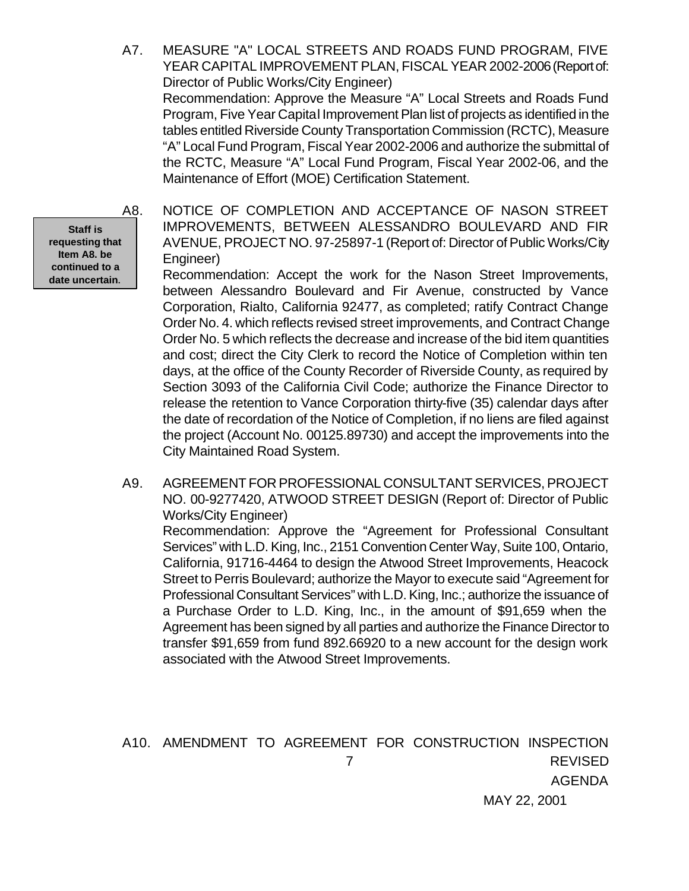A7. MEASURE "A" LOCAL STREETS AND ROADS FUND PROGRAM, FIVE YEAR CAPITAL IMPROVEMENT PLAN, FISCAL YEAR 2002-2006 (Report of: Director of Public Works/City Engineer)
Recommendation: Approve the Measure "A" Local Streets and Roads Fund Program, Five Year Capital Improvement Plan list of projects as identified in the tables entitled Riverside County Transportation Commission (RCTC), Measure "A" Local Fund Program, Fiscal Year 2002-2006 and authorize the submittal of the RCTC, Measure "A" Local Fund Program, Fiscal Year 2002-06, and the Maintenance of Effort (MOE) Certification Statement.

**Staff is requesting that Item A8. be continued to a date uncertain.**

A8. NOTICE OF COMPLETION AND ACCEPTANCE OF NASON STREET IMPROVEMENTS, BETWEEN ALESSANDRO BOULEVARD AND FIR AVENUE, PROJECT NO. 97-25897-1 (Report of: Director of Public Works/City Engineer)
Recommendation: Accept the work for the Nason Street Improvements, between Alessandro Boulevard and Fir Avenue, constructed by Vance Corporation, Rialto, California 92477, as completed; ratify Contract Change Order No. 4. which reflects revised street improvements, and Contract Change Order No. 5 which reflects the decrease and increase of the bid item quantities and cost; direct the City Clerk to record the Notice of Completion within ten days, at the office of the County Recorder of Riverside County, as required by Section 3093 of the California Civil Code; authorize the Finance Director to release the retention to Vance Corporation thirty-five (35) calendar days after the date of recordation of the Notice of Completion, if no liens are filed against the project (Account No. 00125.89730) and accept the improvements into the City Maintained Road System.

A9. AGREEMENT FOR PROFESSIONAL CONSULTANT SERVICES, PROJECT NO. 00-9277420, ATWOOD STREET DESIGN (Report of: Director of Public Works/City Engineer)
Recommendation: Approve the "Agreement for Professional Consultant Services" with L.D. King, Inc., 2151 Convention Center Way, Suite 100, Ontario, California, 91716-4464 to design the Atwood Street Improvements, Heacock Street to Perris Boulevard; authorize the Mayor to execute said "Agreement for Professional Consultant Services" with L.D. King, Inc.; authorize the issuance of a Purchase Order to L.D. King, Inc., in the amount of $91,659 when the Agreement has been signed by all parties and authorize the Finance Director to transfer $91,659 from fund 892.66920 to a new account for the design work associated with the Atwood Street Improvements.

A10. AMENDMENT TO AGREEMENT FOR CONSTRUCTION INSPECTION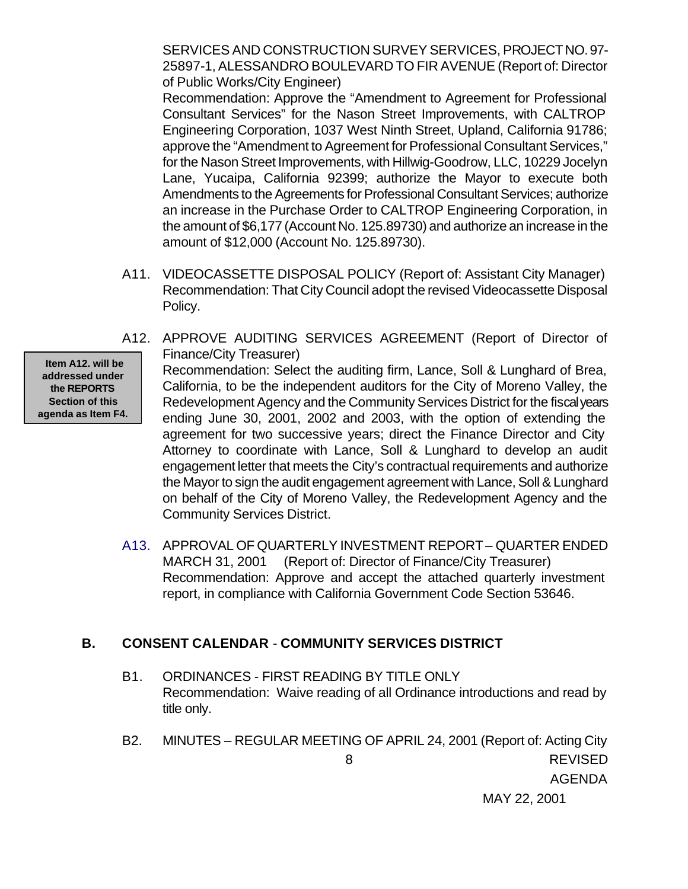SERVICES AND CONSTRUCTION SURVEY SERVICES, PROJECT NO. 97-25897-1, ALESSANDRO BOULEVARD TO FIR AVENUE (Report of: Director of Public Works/City Engineer)
Recommendation: Approve the "Amendment to Agreement for Professional Consultant Services" for the Nason Street Improvements, with CALTROP Engineering Corporation, 1037 West Ninth Street, Upland, California 91786; approve the "Amendment to Agreement for Professional Consultant Services," for the Nason Street Improvements, with Hillwig-Goodrow, LLC, 10229 Jocelyn Lane, Yucaipa, California 92399; authorize the Mayor to execute both Amendments to the Agreements for Professional Consultant Services; authorize an increase in the Purchase Order to CALTROP Engineering Corporation, in the amount of $6,177 (Account No. 125.89730) and authorize an increase in the amount of $12,000 (Account No. 125.89730).

A11. VIDEOCASSETTE DISPOSAL POLICY (Report of: Assistant City Manager)
Recommendation: That City Council adopt the revised Videocassette Disposal Policy.

A12. APPROVE AUDITING SERVICES AGREEMENT (Report of Director of Finance/City Treasurer)
Recommendation: Select the auditing firm, Lance, Soll & Lunghard of Brea, California, to be the independent auditors for the City of Moreno Valley, the Redevelopment Agency and the Community Services District for the fiscal years ending June 30, 2001, 2002 and 2003, with the option of extending the agreement for two successive years; direct the Finance Director and City Attorney to coordinate with Lance, Soll & Lunghard to develop an audit engagement letter that meets the City's contractual requirements and authorize the Mayor to sign the audit engagement agreement with Lance, Soll & Lunghard on behalf of the City of Moreno Valley, the Redevelopment Agency and the Community Services District.

**Item A12. will be addressed under the REPORTS Section of this agenda as Item F4.**

A13. APPROVAL OF QUARTERLY INVESTMENT REPORT – QUARTER ENDED MARCH 31, 2001 (Report of: Director of Finance/City Treasurer)
Recommendation: Approve and accept the attached quarterly investment report, in compliance with California Government Code Section 53646.

## B. CONSENT CALENDAR - COMMUNITY SERVICES DISTRICT

B1. ORDINANCES - FIRST READING BY TITLE ONLY
Recommendation: Waive reading of all Ordinance introductions and read by title only.

B2. MINUTES – REGULAR MEETING OF APRIL 24, 2001 (Report of: Acting City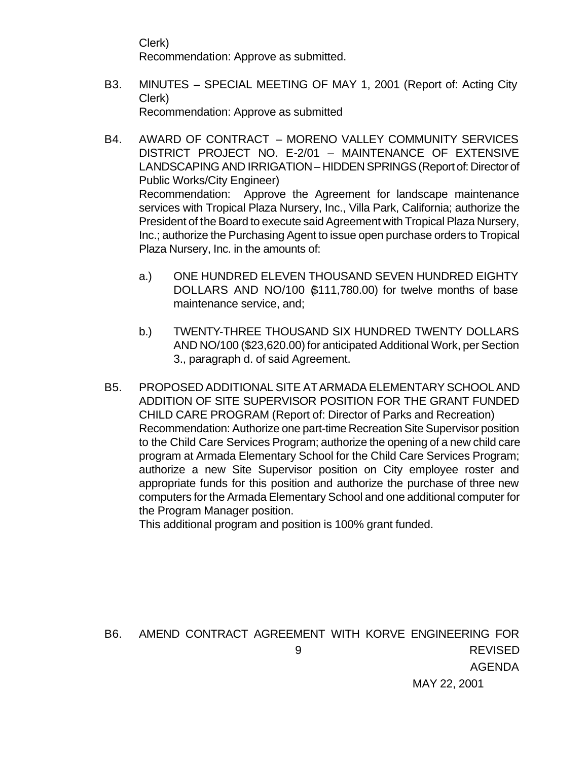Clerk)
Recommendation: Approve as submitted.

B3. MINUTES – SPECIAL MEETING OF MAY 1, 2001 (Report of: Acting City Clerk)
Recommendation: Approve as submitted

B4. AWARD OF CONTRACT – MORENO VALLEY COMMUNITY SERVICES DISTRICT PROJECT NO. E-2/01 – MAINTENANCE OF EXTENSIVE LANDSCAPING AND IRRIGATION – HIDDEN SPRINGS (Report of: Director of Public Works/City Engineer)
Recommendation: Approve the Agreement for landscape maintenance services with Tropical Plaza Nursery, Inc., Villa Park, California; authorize the President of the Board to execute said Agreement with Tropical Plaza Nursery, Inc.; authorize the Purchasing Agent to issue open purchase orders to Tropical Plaza Nursery, Inc. in the amounts of:

a.) ONE HUNDRED ELEVEN THOUSAND SEVEN HUNDRED EIGHTY DOLLARS AND NO/100 ($111,780.00) for twelve months of base maintenance service, and;

b.) TWENTY-THREE THOUSAND SIX HUNDRED TWENTY DOLLARS AND NO/100 ($23,620.00) for anticipated Additional Work, per Section 3., paragraph d. of said Agreement.

B5. PROPOSED ADDITIONAL SITE AT ARMADA ELEMENTARY SCHOOL AND ADDITION OF SITE SUPERVISOR POSITION FOR THE GRANT FUNDED CHILD CARE PROGRAM (Report of: Director of Parks and Recreation)
Recommendation: Authorize one part-time Recreation Site Supervisor position to the Child Care Services Program; authorize the opening of a new child care program at Armada Elementary School for the Child Care Services Program; authorize a new Site Supervisor position on City employee roster and appropriate funds for this position and authorize the purchase of three new computers for the Armada Elementary School and one additional computer for the Program Manager position.
This additional program and position is 100% grant funded.

B6. AMEND CONTRACT AGREEMENT WITH KORVE ENGINEERING FOR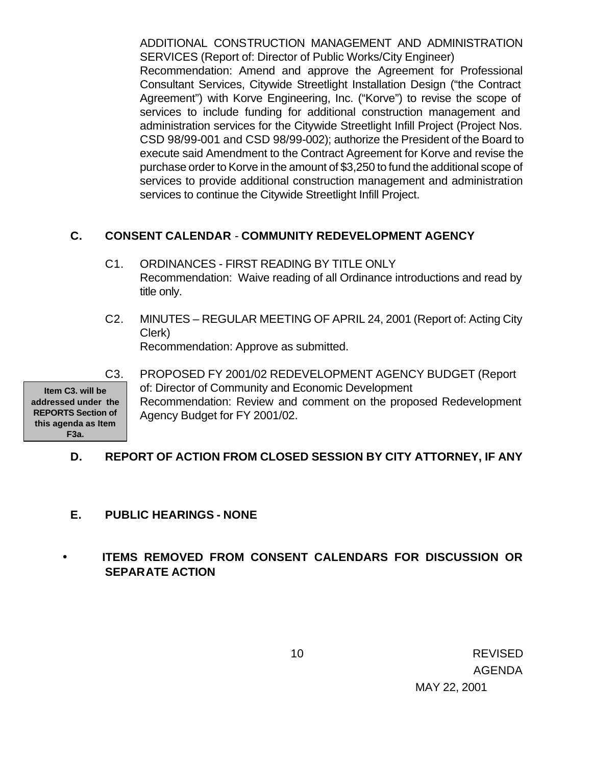ADDITIONAL CONSTRUCTION MANAGEMENT AND ADMINISTRATION SERVICES (Report of: Director of Public Works/City Engineer)
Recommendation: Amend and approve the Agreement for Professional Consultant Services, Citywide Streetlight Installation Design ("the Contract Agreement") with Korve Engineering, Inc. ("Korve") to revise the scope of services to include funding for additional construction management and administration services for the Citywide Streetlight Infill Project (Project Nos. CSD 98/99-001 and CSD 98/99-002); authorize the President of the Board to execute said Amendment to the Contract Agreement for Korve and revise the purchase order to Korve in the amount of $3,250 to fund the additional scope of services to provide additional construction management and administration services to continue the Citywide Streetlight Infill Project.

## C. CONSENT CALENDAR - COMMUNITY REDEVELOPMENT AGENCY

C1. ORDINANCES - FIRST READING BY TITLE ONLY
Recommendation: Waive reading of all Ordinance introductions and read by title only.

C2. MINUTES – REGULAR MEETING OF APRIL 24, 2001 (Report of: Acting City Clerk)
Recommendation: Approve as submitted.

**Item C3. will be addressed under the REPORTS Section of this agenda as Item F3a.**

C3. PROPOSED FY 2001/02 REDEVELOPMENT AGENCY BUDGET (Report of: Director of Community and Economic Development
Recommendation: Review and comment on the proposed Redevelopment Agency Budget for FY 2001/02.

## D. REPORT OF ACTION FROM CLOSED SESSION BY CITY ATTORNEY, IF ANY

## E. PUBLIC HEARINGS - NONE

- **ITEMS REMOVED FROM CONSENT CALENDARS FOR DISCUSSION OR SEPARATE ACTION**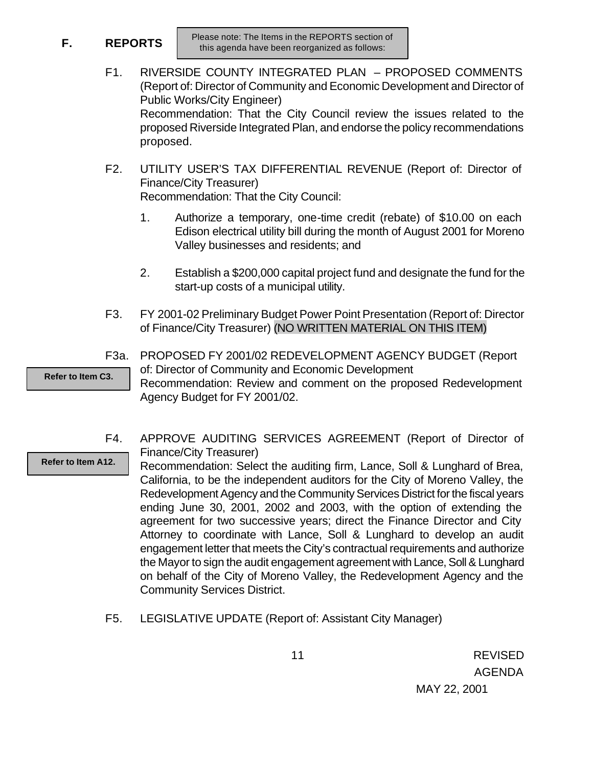## F. REPORTS

Please note: The Items in the REPORTS section of this agenda have been reorganized as follows:

F1. RIVERSIDE COUNTY INTEGRATED PLAN – PROPOSED COMMENTS (Report of: Director of Community and Economic Development and Director of Public Works/City Engineer)
Recommendation: That the City Council review the issues related to the proposed Riverside Integrated Plan, and endorse the policy recommendations proposed.

F2. UTILITY USER'S TAX DIFFERENTIAL REVENUE (Report of: Director of Finance/City Treasurer)
Recommendation: That the City Council:

1. Authorize a temporary, one-time credit (rebate) of $10.00 on each Edison electrical utility bill during the month of August 2001 for Moreno Valley businesses and residents; and

2. Establish a $200,000 capital project fund and designate the fund for the start-up costs of a municipal utility.

F3. FY 2001-02 Preliminary Budget Power Point Presentation (Report of: Director of Finance/City Treasurer) (NO WRITTEN MATERIAL ON THIS ITEM)

**Refer to Item C3.**

F3a. PROPOSED FY 2001/02 REDEVELOPMENT AGENCY BUDGET (Report of: Director of Community and Economic Development
Recommendation: Review and comment on the proposed Redevelopment Agency Budget for FY 2001/02.

**Refer to Item A12.**

F4. APPROVE AUDITING SERVICES AGREEMENT (Report of Director of Finance/City Treasurer)
Recommendation: Select the auditing firm, Lance, Soll & Lunghard of Brea, California, to be the independent auditors for the City of Moreno Valley, the Redevelopment Agency and the Community Services District for the fiscal years ending June 30, 2001, 2002 and 2003, with the option of extending the agreement for two successive years; direct the Finance Director and City Attorney to coordinate with Lance, Soll & Lunghard to develop an audit engagement letter that meets the City's contractual requirements and authorize the Mayor to sign the audit engagement agreement with Lance, Soll & Lunghard on behalf of the City of Moreno Valley, the Redevelopment Agency and the Community Services District.

F5. LEGISLATIVE UPDATE (Report of: Assistant City Manager)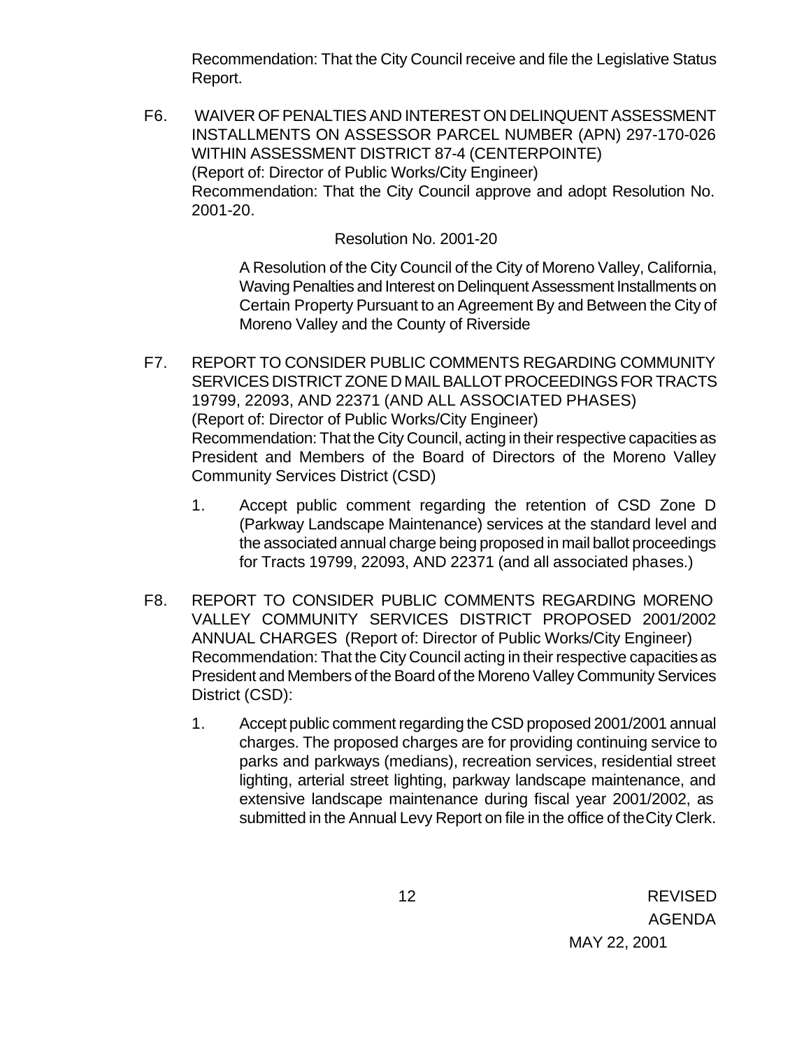Recommendation: That the City Council receive and file the Legislative Status Report.

F6. WAIVER OF PENALTIES AND INTEREST ON DELINQUENT ASSESSMENT INSTALLMENTS ON ASSESSOR PARCEL NUMBER (APN) 297-170-026 WITHIN ASSESSMENT DISTRICT 87-4 (CENTERPOINTE)
(Report of: Director of Public Works/City Engineer)
Recommendation: That the City Council approve and adopt Resolution No. 2001-20.

Resolution No. 2001-20

A Resolution of the City Council of the City of Moreno Valley, California, Waving Penalties and Interest on Delinquent Assessment Installments on Certain Property Pursuant to an Agreement By and Between the City of Moreno Valley and the County of Riverside

F7. REPORT TO CONSIDER PUBLIC COMMENTS REGARDING COMMUNITY SERVICES DISTRICT ZONE D MAIL BALLOT PROCEEDINGS FOR TRACTS 19799, 22093, AND 22371 (AND ALL ASSOCIATED PHASES)
(Report of: Director of Public Works/City Engineer)
Recommendation: That the City Council, acting in their respective capacities as President and Members of the Board of Directors of the Moreno Valley Community Services District (CSD)

1. Accept public comment regarding the retention of CSD Zone D (Parkway Landscape Maintenance) services at the standard level and the associated annual charge being proposed in mail ballot proceedings for Tracts 19799, 22093, AND 22371 (and all associated phases.)

F8. REPORT TO CONSIDER PUBLIC COMMENTS REGARDING MORENO VALLEY COMMUNITY SERVICES DISTRICT PROPOSED 2001/2002 ANNUAL CHARGES (Report of: Director of Public Works/City Engineer)
Recommendation: That the City Council acting in their respective capacities as President and Members of the Board of the Moreno Valley Community Services District (CSD):

1. Accept public comment regarding the CSD proposed 2001/2001 annual charges. The proposed charges are for providing continuing service to parks and parkways (medians), recreation services, residential street lighting, arterial street lighting, parkway landscape maintenance, and extensive landscape maintenance during fiscal year 2001/2002, as submitted in the Annual Levy Report on file in the office of the City Clerk.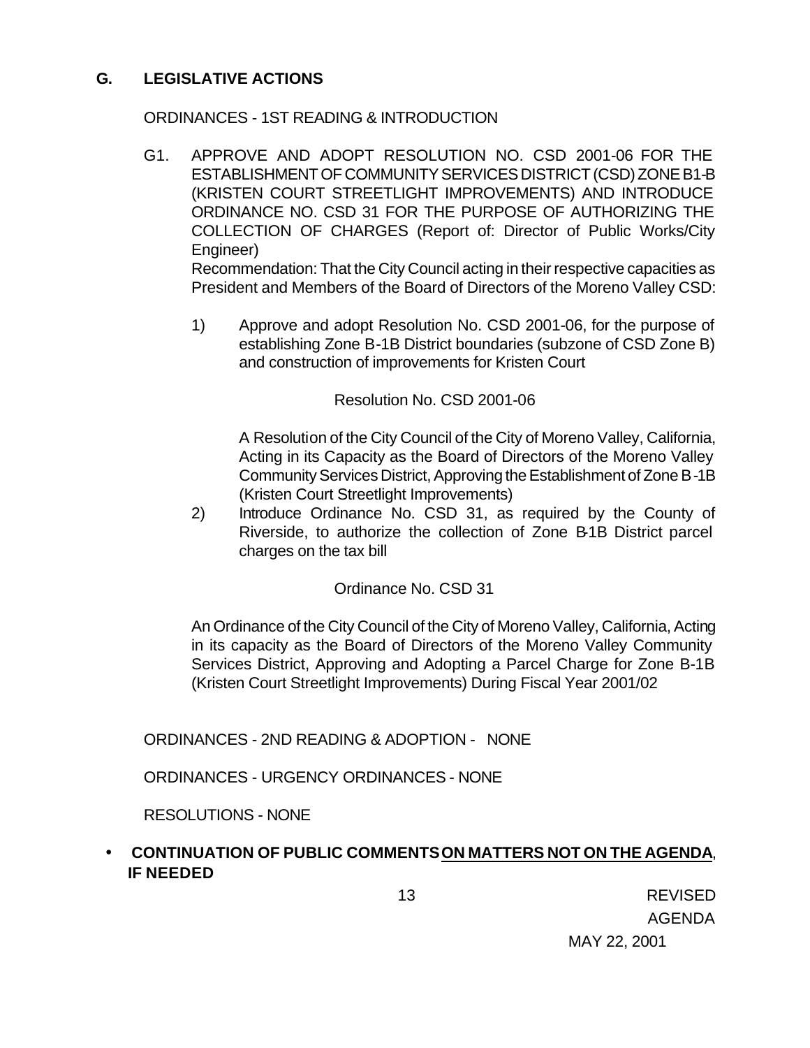## G. LEGISLATIVE ACTIONS

ORDINANCES - 1ST READING & INTRODUCTION

G1. APPROVE AND ADOPT RESOLUTION NO. CSD 2001-06 FOR THE ESTABLISHMENT OF COMMUNITY SERVICES DISTRICT (CSD) ZONE B1-B (KRISTEN COURT STREETLIGHT IMPROVEMENTS) AND INTRODUCE ORDINANCE NO. CSD 31 FOR THE PURPOSE OF AUTHORIZING THE COLLECTION OF CHARGES (Report of: Director of Public Works/City Engineer)

Recommendation: That the City Council acting in their respective capacities as President and Members of the Board of Directors of the Moreno Valley CSD:

1) Approve and adopt Resolution No. CSD 2001-06, for the purpose of establishing Zone B-1B District boundaries (subzone of CSD Zone B) and construction of improvements for Kristen Court

Resolution No. CSD 2001-06

A Resolution of the City Council of the City of Moreno Valley, California, Acting in its Capacity as the Board of Directors of the Moreno Valley Community Services District, Approving the Establishment of Zone B-1B (Kristen Court Streetlight Improvements)

2) Introduce Ordinance No. CSD 31, as required by the County of Riverside, to authorize the collection of Zone B-1B District parcel charges on the tax bill

Ordinance No. CSD 31

An Ordinance of the City Council of the City of Moreno Valley, California, Acting in its capacity as the Board of Directors of the Moreno Valley Community Services District, Approving and Adopting a Parcel Charge for Zone B-1B (Kristen Court Streetlight Improvements) During Fiscal Year 2001/02

ORDINANCES - 2ND READING & ADOPTION - NONE

ORDINANCES - URGENCY ORDINANCES - NONE

RESOLUTIONS - NONE

- **CONTINUATION OF PUBLIC COMMENTS ON MATTERS NOT ON THE AGENDA, IF NEEDED**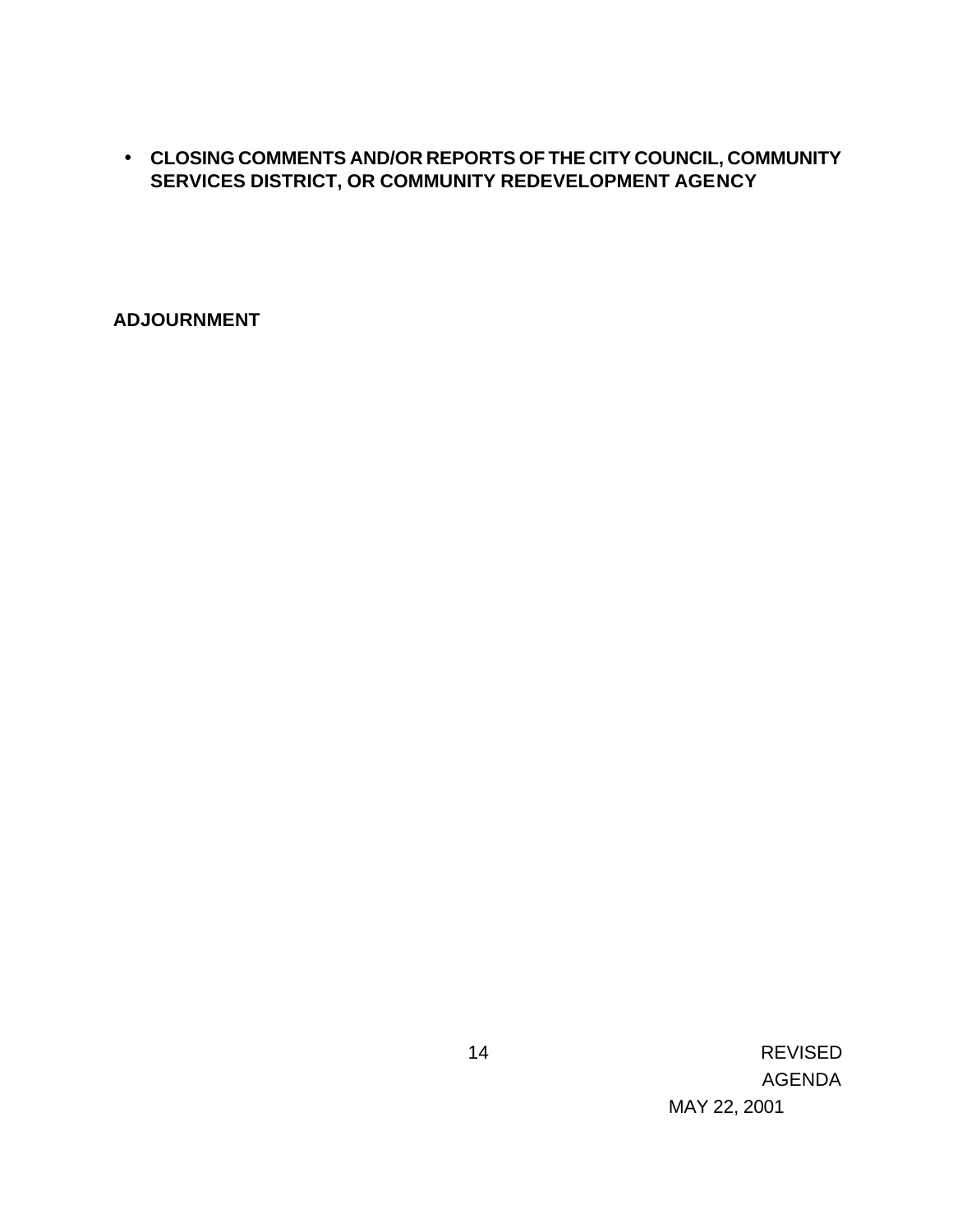- **CLOSING COMMENTS AND/OR REPORTS OF THE CITY COUNCIL, COMMUNITY SERVICES DISTRICT, OR COMMUNITY REDEVELOPMENT AGENCY**

**ADJOURNMENT**